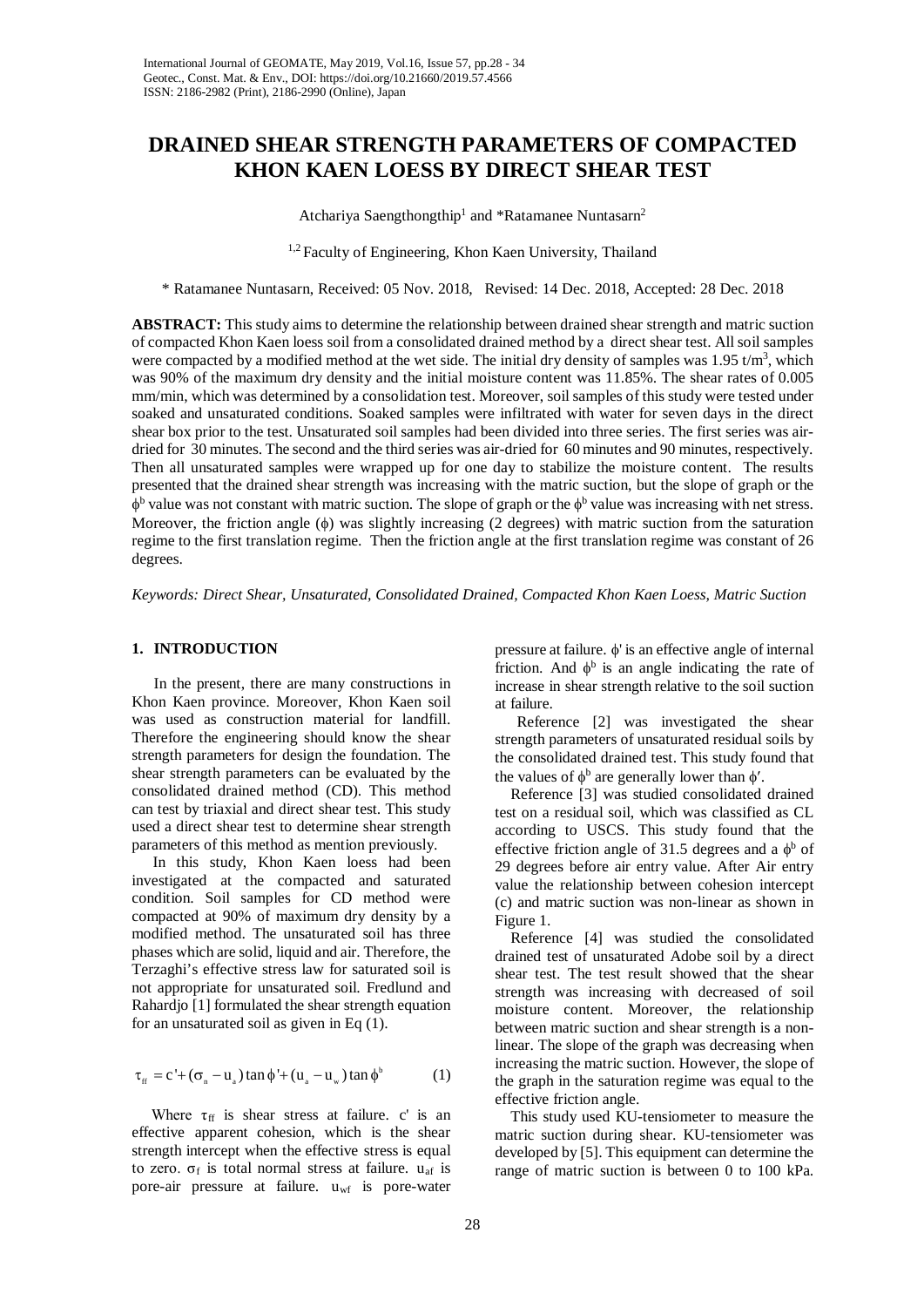# DRAINED SHEAR STRENGTH PARAMETERS OF COMPACTED KHON KAEN LOESS BY DIRECT SHEAR TEST

Atchariya Saengthongthip[1] and *Ratamanee Nuntasarn[2]

[1,2] Faculty of Engineering, Khon Kaen University, Thailand

* Ratamanee Nuntasarn, Received: 05 Nov. 2018, Revised: 14 Dec. 2018, Accepted: 28 Dec. 2018

**ABSTRACT:** This study aims to determine the relationship between drained shear strength and matric suction of compacted Khon Kaen loess soil from a consolidated drained method by a direct shear test. All soil samples were compacted by a modified method at the wet side. The initial dry density of samples was 1.95 t/m$^3$, which was 90% of the maximum dry density and the initial moisture content was 11.85%. The shear rates of 0.005 mm/min, which was determined by a consolidation test. Moreover, soil samples of this study were tested under soaked and unsaturated conditions. Soaked samples were infiltrated with water for seven days in the direct shear box prior to the test. Unsaturated soil samples had been divided into three series. The first series was air-dried for 30 minutes. The second and the third series was air-dried for 60 minutes and 90 minutes, respectively. Then all unsaturated samples were wrapped up for one day to stabilize the moisture content. The results presented that the drained shear strength was increasing with the matric suction, but the slope of graph or the $\phi^b$ value was not constant with matric suction. The slope of graph or the $\phi^b$ value was increasing with net stress. Moreover, the friction angle ($\phi$) was slightly increasing (2 degrees) with matric suction from the saturation regime to the first translation regime. Then the friction angle at the first translation regime was constant of 26 degrees.

*Keywords: Direct Shear, Unsaturated, Consolidated Drained, Compacted Khon Kaen Loess, Matric Suction*

## 1. INTRODUCTION

In the present, there are many constructions in Khon Kaen province. Moreover, Khon Kaen soil was used as construction material for landfill. Therefore the engineering should know the shear strength parameters for design the foundation. The shear strength parameters can be evaluated by the consolidated drained method (CD). This method can test by triaxial and direct shear test. This study used a direct shear test to determine shear strength parameters of this method as mention previously.

In this study, Khon Kaen loess had been investigated at the compacted and saturated condition. Soil samples for CD method were compacted at 90% of maximum dry density by a modified method. The unsaturated soil has three phases which are solid, liquid and air. Therefore, the Terzaghi's effective stress law for saturated soil is not appropriate for unsaturated soil. Fredlund and Rahardjo [1] formulated the shear strength equation for an unsaturated soil as given in Eq (1).

$$\tau_{ff} = c' + (\sigma_n - u_a)\tan\phi' + (u_a - u_w)\tan\phi^b \qquad (1)$$

Where $\tau_{ff}$ is shear stress at failure. c' is an effective apparent cohesion, which is the shear strength intercept when the effective stress is equal to zero. $\sigma_f$ is total normal stress at failure. $u_{af}$ is pore-air pressure at failure. $u_{wf}$ is pore-water pressure at failure. $\phi'$ is an effective angle of internal friction. And $\phi^b$ is an angle indicating the rate of increase in shear strength relative to the soil suction at failure.

Reference [2] was investigated the shear strength parameters of unsaturated residual soils by the consolidated drained test. This study found that the values of $\phi^b$ are generally lower than $\phi'$.

Reference [3] was studied consolidated drained test on a residual soil, which was classified as CL according to USCS. This study found that the effective friction angle of 31.5 degrees and a $\phi^b$ of 29 degrees before air entry value. After Air entry value the relationship between cohesion intercept (c) and matric suction was non-linear as shown in Figure 1.

Reference [4] was studied the consolidated drained test of unsaturated Adobe soil by a direct shear test. The test result showed that the shear strength was increasing with decreased of soil moisture content. Moreover, the relationship between matric suction and shear strength is a non-linear. The slope of the graph was decreasing when increasing the matric suction. However, the slope of the graph in the saturation regime was equal to the effective friction angle.

This study used KU-tensiometer to measure the matric suction during shear. KU-tensiometer was developed by [5]. This equipment can determine the range of matric suction is between 0 to 100 kPa.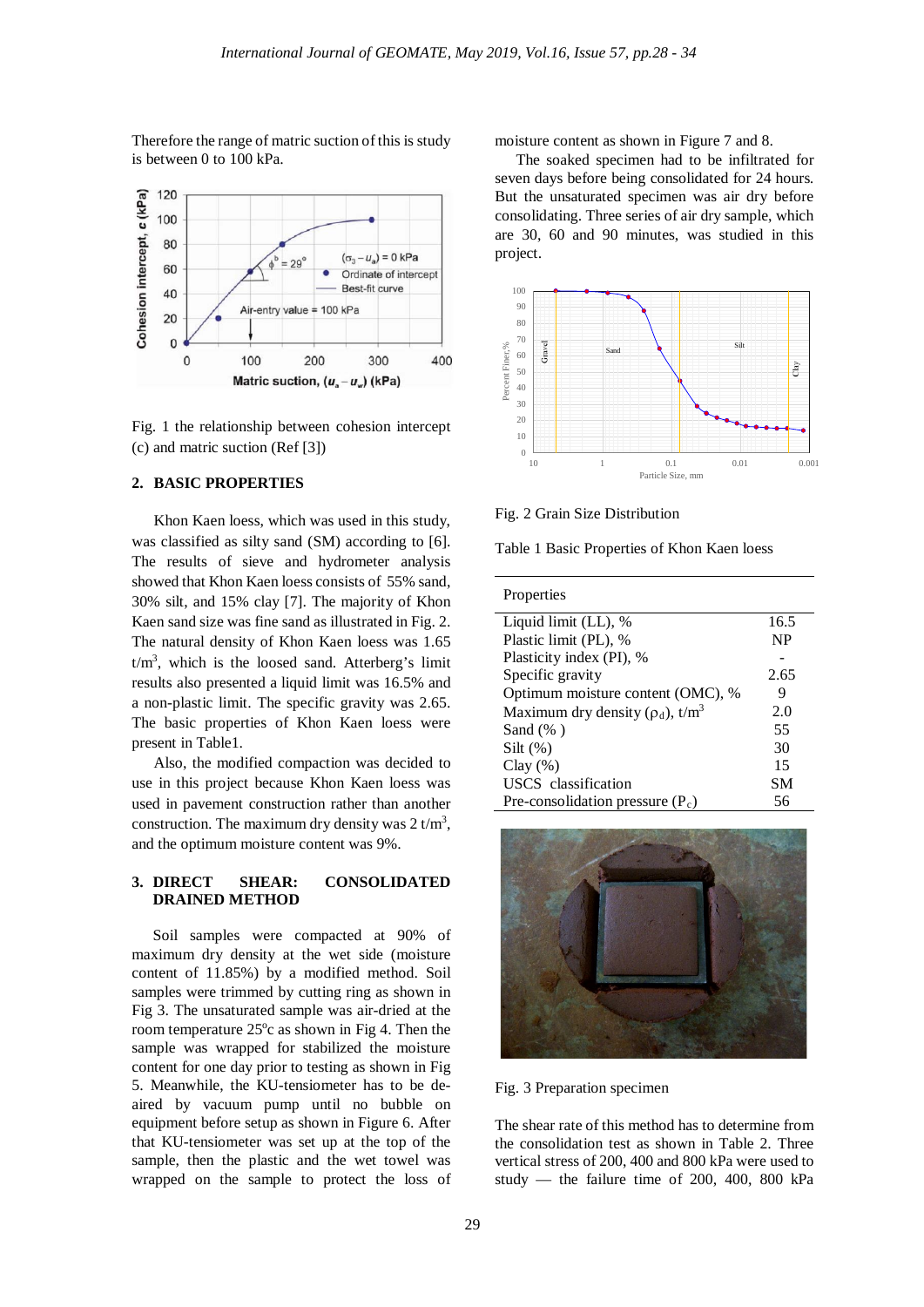Therefore the range of matric suction of this is study is between 0 to 100 kPa.

Fig. 1 the relationship between cohesion intercept (c) and matric suction (Ref [3])

## 2. BASIC PROPERTIES

Khon Kaen loess, which was used in this study, was classified as silty sand (SM) according to [6]. The results of sieve and hydrometer analysis showed that Khon Kaen loess consists of 55% sand, 30% silt, and 15% clay [7]. The majority of Khon Kaen sand size was fine sand as illustrated in Fig. 2. The natural density of Khon Kaen loess was 1.65 $t/m^3$, which is the loosed sand. Atterberg's limit results also presented a liquid limit was 16.5% and a non-plastic limit. The specific gravity was 2.65. The basic properties of Khon Kaen loess were present in Table1.

Also, the modified compaction was decided to use in this project because Khon Kaen loess was used in pavement construction rather than another construction. The maximum dry density was 2 $t/m^3$, and the optimum moisture content was 9%.

## 3. DIRECT SHEAR: CONSOLIDATED DRAINED METHOD

Soil samples were compacted at 90% of maximum dry density at the wet side (moisture content of 11.85%) by a modified method. Soil samples were trimmed by cutting ring as shown in Fig 3. The unsaturated sample was air-dried at the room temperature 25°c as shown in Fig 4. Then the sample was wrapped for stabilized the moisture content for one day prior to testing as shown in Fig 5. Meanwhile, the KU-tensiometer has to be de-aired by vacuum pump until no bubble on equipment before setup as shown in Figure 6. After that KU-tensiometer was set up at the top of the sample, then the plastic and the wet towel was wrapped on the sample to protect the loss of moisture content as shown in Figure 7 and 8.

The soaked specimen had to be infiltrated for seven days before being consolidated for 24 hours. But the unsaturated specimen was air dry before consolidating. Three series of air dry sample, which are 30, 60 and 90 minutes, was studied in this project.

Fig. 2 Grain Size Distribution

Table 1 Basic Properties of Khon Kaen loess

| Properties | |
|---|---|
| Liquid limit (LL), % | 16.5 |
| Plastic limit (PL), % | NP |
| Plasticity index (PI), % | - |
| Specific gravity | 2.65 |
| Optimum moisture content (OMC), % | 9 |
| Maximum dry density ($\rho_d$), $t/m^3$ | 2.0 |
| Sand (% ) | 55 |
| Silt (%) | 30 |
| Clay (%) | 15 |
| USCS classification | SM |
| Pre-consolidation pressure ($P_c$) | 56 |

Fig. 3 Preparation specimen

The shear rate of this method has to determine from the consolidation test as shown in Table 2. Three vertical stress of 200, 400 and 800 kPa were used to study — the failure time of 200, 400, 800 kPa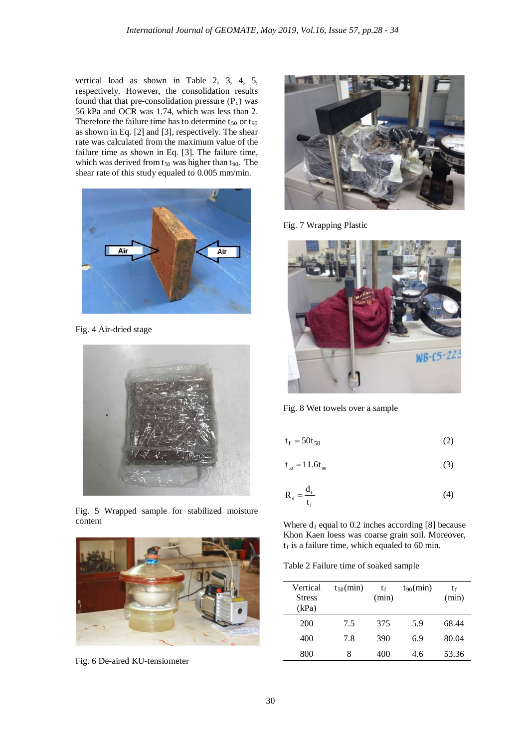vertical load as shown in Table 2, 3, 4, 5, respectively. However, the consolidation results found that that pre-consolidation pressure ($P_c$) was 56 kPa and OCR was 1.74, which was less than 2. Therefore the failure time has to determine $t_{50}$ or $t_{90}$ as shown in Eq. [2] and [3], respectively. The shear rate was calculated from the maximum value of the failure time as shown in Eq. [3]. The failure time, which was derived from $t_{50}$ was higher than $t_{90}$. The shear rate of this study equaled to 0.005 mm/min.

Fig. 4 Air-dried stage

Fig. 5 Wrapped sample for stabilized moisture content

Fig. 6 De-aired KU-tensiometer

Fig. 7 Wrapping Plastic

Fig. 8 Wet towels over a sample

$$t_f = 50t_{50} \tag{2}$$

$$t_{50} = 11.6t_{90} \tag{3}$$

$$R_d = \frac{d_f}{t_f} \tag{4}$$

Where $d_f$ equal to 0.2 inches according [8] because Khon Kaen loess was coarse grain soil. Moreover, $t_f$ is a failure time, which equaled to 60 min.

Table 2 Failure time of soaked sample

| Vertical Stress (kPa) | $t_{50}$(min) | $t_f$ (min) | $t_{90}$(min) | $t_f$ (min) |
|---|---|---|---|---|
| 200 | 7.5 | 375 | 5.9 | 68.44 |
| 400 | 7.8 | 390 | 6.9 | 80.04 |
| 800 | 8 | 400 | 4.6 | 53.36 |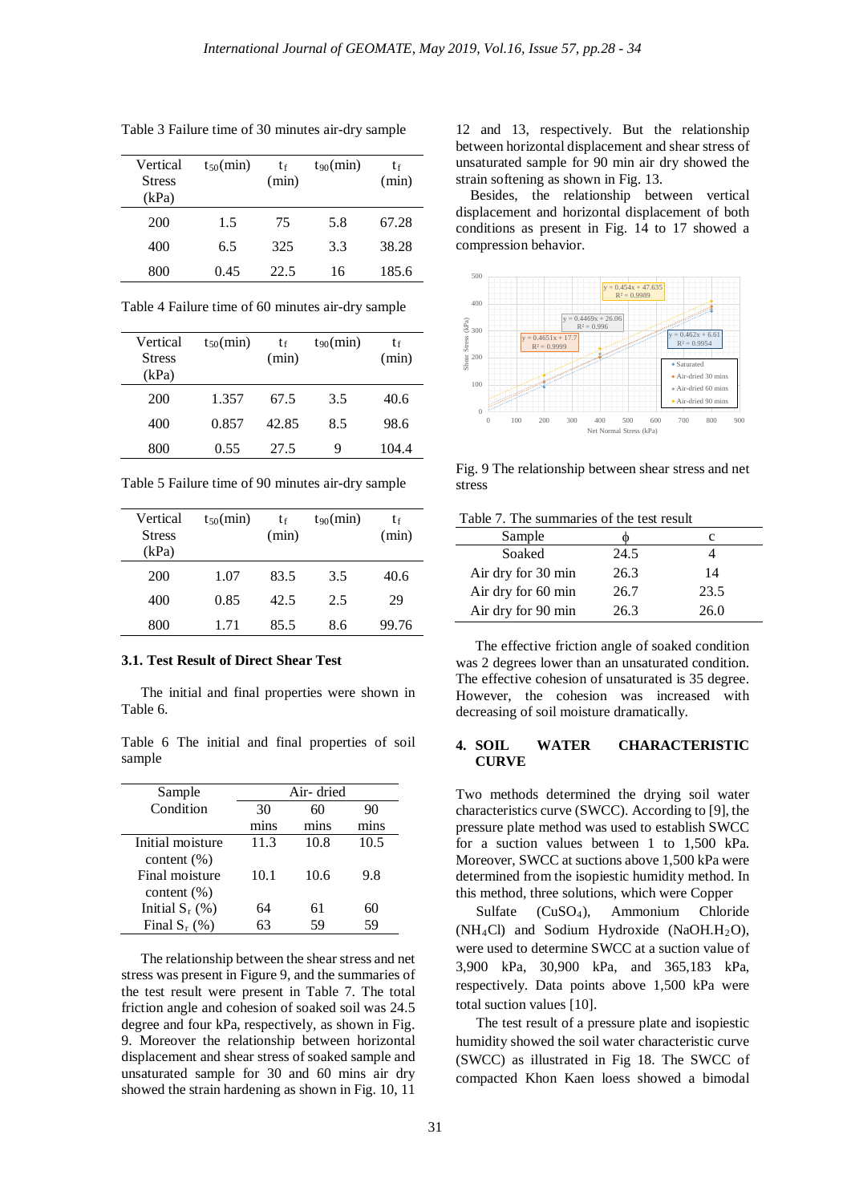Table 3 Failure time of 30 minutes air-dry sample

| Vertical Stress (kPa) | $t_{50}$(min) | $t_f$ (min) | $t_{90}$(min) | $t_f$ (min) |
|---|---|---|---|---|
| 200 | 1.5 | 75 | 5.8 | 67.28 |
| 400 | 6.5 | 325 | 3.3 | 38.28 |
| 800 | 0.45 | 22.5 | 16 | 185.6 |

Table 4 Failure time of 60 minutes air-dry sample

| Vertical Stress (kPa) | $t_{50}$(min) | $t_f$ (min) | $t_{90}$(min) | $t_f$ (min) |
|---|---|---|---|---|
| 200 | 1.357 | 67.5 | 3.5 | 40.6 |
| 400 | 0.857 | 42.85 | 8.5 | 98.6 |
| 800 | 0.55 | 27.5 | 9 | 104.4 |

Table 5 Failure time of 90 minutes air-dry sample

| Vertical Stress (kPa) | $t_{50}$(min) | $t_f$ (min) | $t_{90}$(min) | $t_f$ (min) |
|---|---|---|---|---|
| 200 | 1.07 | 83.5 | 3.5 | 40.6 |
| 400 | 0.85 | 42.5 | 2.5 | 29 |
| 800 | 1.71 | 85.5 | 8.6 | 99.76 |

### 3.1. Test Result of Direct Shear Test

The initial and final properties were shown in Table 6.

Table 6 The initial and final properties of soil sample

| Sample Condition | Air- dried | | |
|---|---|---|---|
| | 30 mins | 60 mins | 90 mins |
| Initial moisture content (%) | 11.3 | 10.8 | 10.5 |
| Final moisture content (%) | 10.1 | 10.6 | 9.8 |
| Initial $S_r$ (%) | 64 | 61 | 60 |
| Final $S_r$ (%) | 63 | 59 | 59 |

The relationship between the shear stress and net stress was present in Figure 9, and the summaries of the test result were present in Table 7. The total friction angle and cohesion of soaked soil was 24.5 degree and four kPa, respectively, as shown in Fig. 9. Moreover the relationship between horizontal displacement and shear stress of soaked sample and unsaturated sample for 30 and 60 mins air dry showed the strain hardening as shown in Fig. 10, 11 12 and 13, respectively. But the relationship between horizontal displacement and shear stress of unsaturated sample for 90 min air dry showed the strain softening as shown in Fig. 13.

Besides, the relationship between vertical displacement and horizontal displacement of both conditions as present in Fig. 14 to 17 showed a compression behavior.

Fig. 9 The relationship between shear stress and net stress

Table 7. The summaries of the test result

| Sample | ϕ | c |
|---|---|---|
| Soaked | 24.5 | 4 |
| Air dry for 30 min | 26.3 | 14 |
| Air dry for 60 min | 26.7 | 23.5 |
| Air dry for 90 min | 26.3 | 26.0 |

The effective friction angle of soaked condition was 2 degrees lower than an unsaturated condition. The effective cohesion of unsaturated is 35 degree. However, the cohesion was increased with decreasing of soil moisture dramatically.

## 4. SOIL WATER CHARACTERISTIC CURVE

Two methods determined the drying soil water characteristics curve (SWCC). According to [9], the pressure plate method was used to establish SWCC for a suction values between 1 to 1,500 kPa. Moreover, SWCC at suctions above 1,500 kPa were determined from the isopiestic humidity method. In this method, three solutions, which were Copper Sulfate ($CuSO_4$), Ammonium Chloride ($NH_4Cl$) and Sodium Hydroxide ($NaOH.H_2O$), were used to determine SWCC at a suction value of 3,900 kPa, 30,900 kPa, and 365,183 kPa, respectively. Data points above 1,500 kPa were total suction values [10].

The test result of a pressure plate and isopiestic humidity showed the soil water characteristic curve (SWCC) as illustrated in Fig 18. The SWCC of compacted Khon Kaen loess showed a bimodal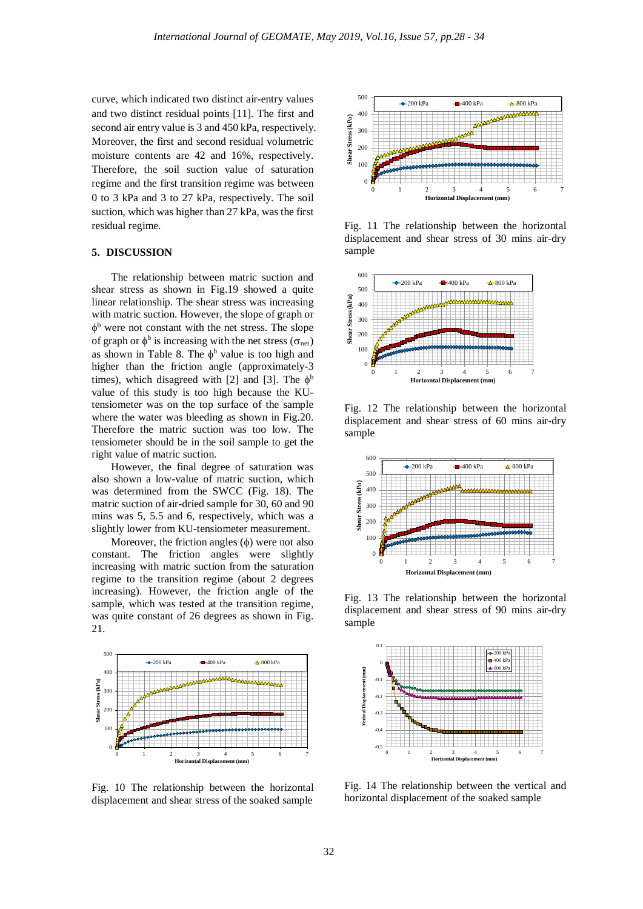curve, which indicated two distinct air-entry values and two distinct residual points [11]. The first and second air entry value is 3 and 450 kPa, respectively. Moreover, the first and second residual volumetric moisture contents are 42 and 16%, respectively. Therefore, the soil suction value of saturation regime and the first transition regime was between 0 to 3 kPa and 3 to 27 kPa, respectively. The soil suction, which was higher than 27 kPa, was the first residual regime.

## 5. DISCUSSION

The relationship between matric suction and shear stress as shown in Fig.19 showed a quite linear relationship. The shear stress was increasing with matric suction. However, the slope of graph or $\phi^b$ were not constant with the net stress. The slope of graph or $\phi^b$ is increasing with the net stress ($\sigma_{net}$) as shown in Table 8. The $\phi^b$ value is too high and higher than the friction angle (approximately-3 times), which disagreed with [2] and [3]. The $\phi^b$ value of this study is too high because the KU-tensiometer was on the top surface of the sample where the water was bleeding as shown in Fig.20. Therefore the matric suction was too low. The tensiometer should be in the soil sample to get the right value of matric suction.

However, the final degree of saturation was also shown a low-value of matric suction, which was determined from the SWCC (Fig. 18). The matric suction of air-dried sample for 30, 60 and 90 mins was 5, 5.5 and 6, respectively, which was a slightly lower from KU-tensiometer measurement.

Moreover, the friction angles ($\phi$) were not also constant. The friction angles were slightly increasing with matric suction from the saturation regime to the transition regime (about 2 degrees increasing). However, the friction angle of the sample, which was tested at the transition regime, was quite constant of 26 degrees as shown in Fig. 21.

Fig. 10 The relationship between the horizontal displacement and shear stress of the soaked sample

Fig. 11 The relationship between the horizontal displacement and shear stress of 30 mins air-dry sample

Fig. 12 The relationship between the horizontal displacement and shear stress of 60 mins air-dry sample

Fig. 13 The relationship between the horizontal displacement and shear stress of 90 mins air-dry sample

Fig. 14 The relationship between the vertical and horizontal displacement of the soaked sample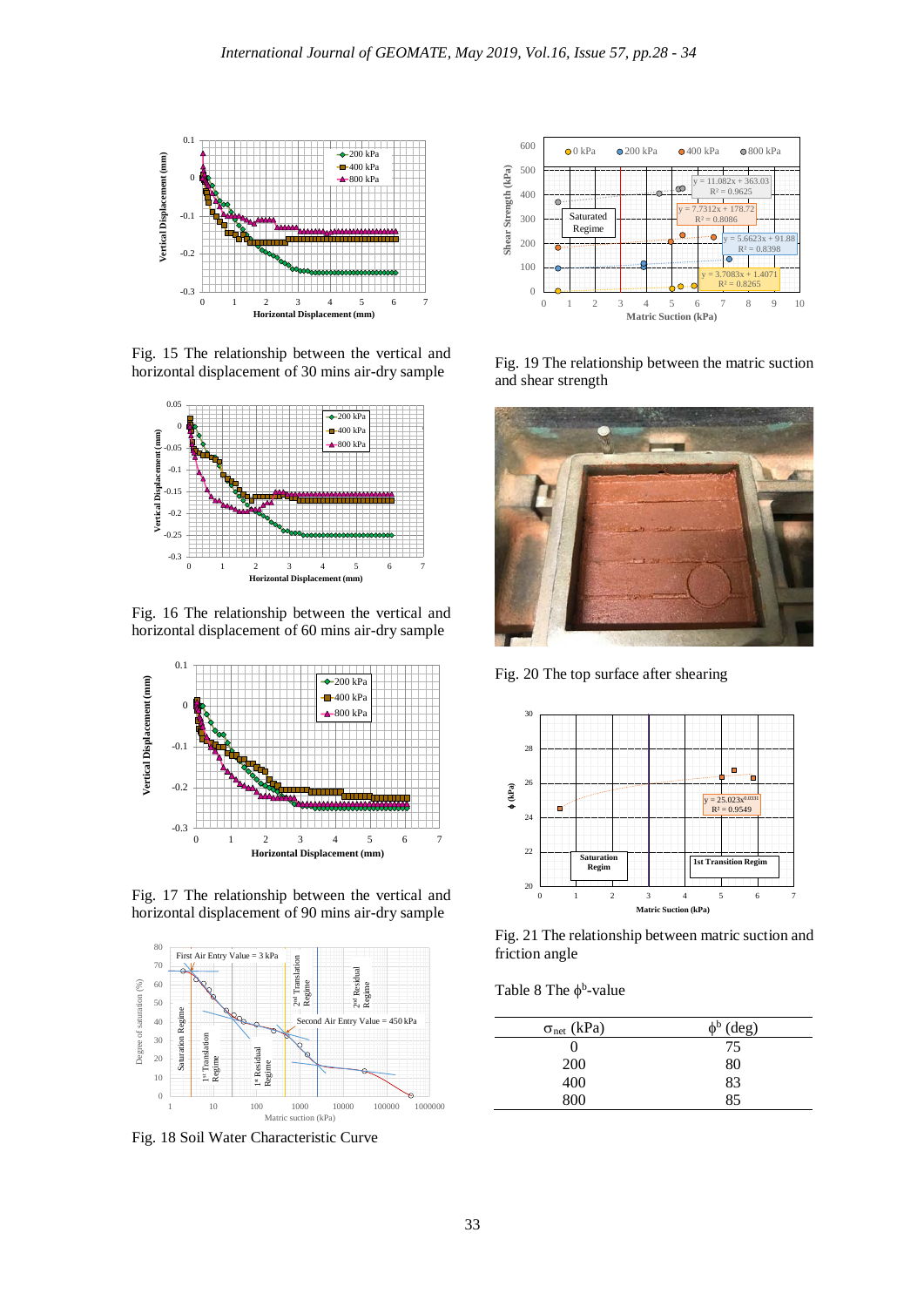Fig. 15 The relationship between the vertical and horizontal displacement of 30 mins air-dry sample

Fig. 16 The relationship between the vertical and horizontal displacement of 60 mins air-dry sample

Fig. 17 The relationship between the vertical and horizontal displacement of 90 mins air-dry sample

Fig. 18 Soil Water Characteristic Curve

Fig. 19 The relationship between the matric suction and shear strength

Fig. 20 The top surface after shearing

Fig. 21 The relationship between matric suction and friction angle

Table 8 The $\phi^b$-value

| $\sigma_{net}$ (kPa) | $\phi^b$ (deg) |
|---|---|
| 0 | 75 |
| 200 | 80 |
| 400 | 83 |
| 800 | 85 |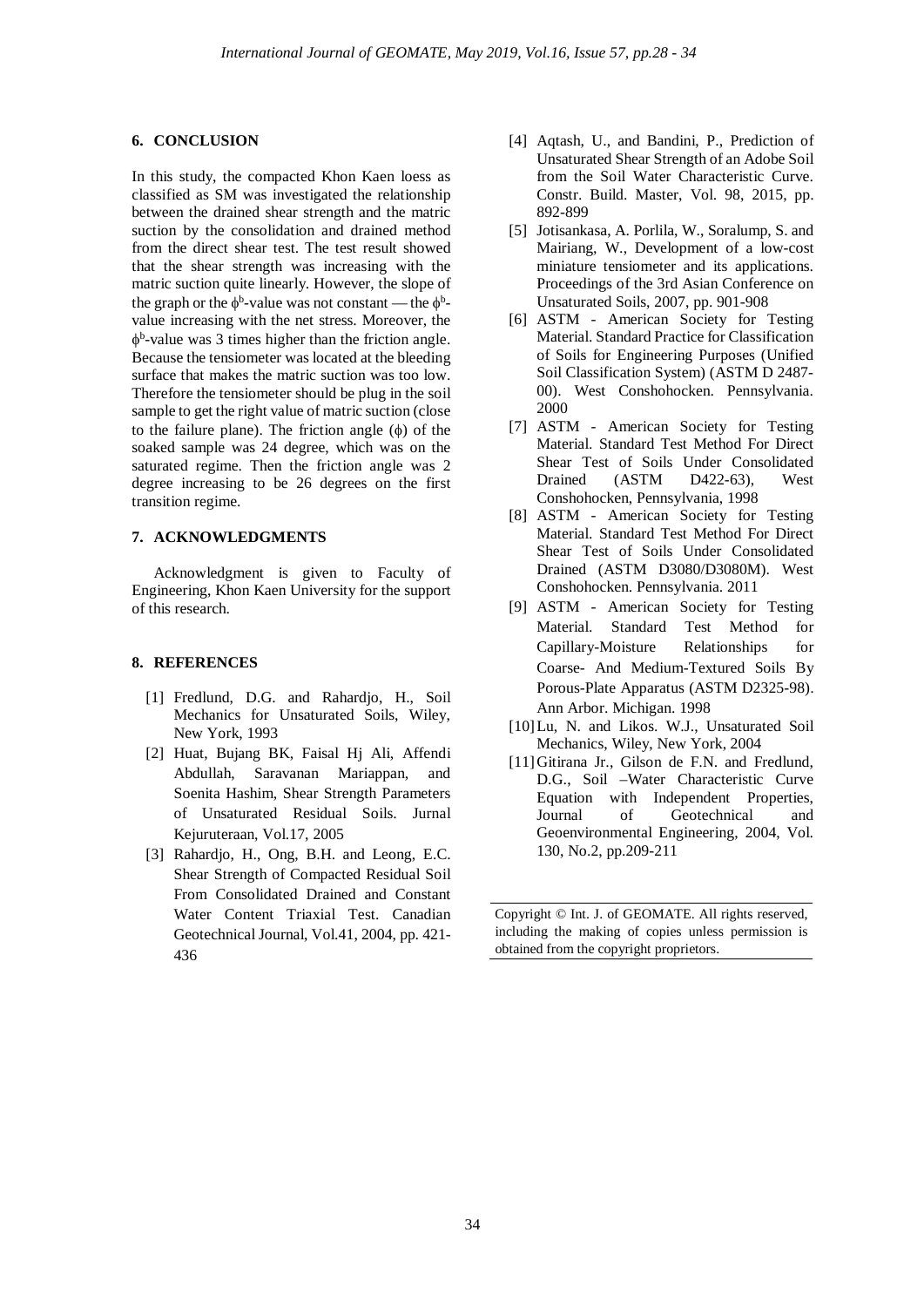## 6. CONCLUSION

In this study, the compacted Khon Kaen loess as classified as SM was investigated the relationship between the drained shear strength and the matric suction by the consolidation and drained method from the direct shear test. The test result showed that the shear strength was increasing with the matric suction quite linearly. However, the slope of the graph or the $\phi^b$-value was not constant — the $\phi^b$-value increasing with the net stress. Moreover, the $\phi^b$-value was 3 times higher than the friction angle. Because the tensiometer was located at the bleeding surface that makes the matric suction was too low. Therefore the tensiometer should be plug in the soil sample to get the right value of matric suction (close to the failure plane). The friction angle ($\phi$) of the soaked sample was 24 degree, which was on the saturated regime. Then the friction angle was 2 degree increasing to be 26 degrees on the first transition regime.

## 7. ACKNOWLEDGMENTS

Acknowledgment is given to Faculty of Engineering, Khon Kaen University for the support of this research.

## 8. REFERENCES

[1] Fredlund, D.G. and Rahardjo, H., Soil Mechanics for Unsaturated Soils, Wiley, New York, 1993

[2] Huat, Bujang BK, Faisal Hj Ali, Affendi Abdullah, Saravanan Mariappan, and Soenita Hashim, Shear Strength Parameters of Unsaturated Residual Soils. Jurnal Kejuruteraan, Vol.17, 2005

[3] Rahardjo, H., Ong, B.H. and Leong, E.C. Shear Strength of Compacted Residual Soil From Consolidated Drained and Constant Water Content Triaxial Test. Canadian Geotechnical Journal, Vol.41, 2004, pp. 421-436

[4] Aqtash, U., and Bandini, P., Prediction of Unsaturated Shear Strength of an Adobe Soil from the Soil Water Characteristic Curve. Constr. Build. Master, Vol. 98, 2015, pp. 892-899

[5] Jotisankasa, A. Porlila, W., Soralump, S. and Mairiang, W., Development of a low-cost miniature tensiometer and its applications. Proceedings of the 3rd Asian Conference on Unsaturated Soils, 2007, pp. 901-908

[6] ASTM - American Society for Testing Material. Standard Practice for Classification of Soils for Engineering Purposes (Unified Soil Classification System) (ASTM D 2487-00). West Conshohocken. Pennsylvania. 2000

[7] ASTM - American Society for Testing Material. Standard Test Method For Direct Shear Test of Soils Under Consolidated Drained (ASTM D422-63), West Conshohocken, Pennsylvania, 1998

[8] ASTM - American Society for Testing Material. Standard Test Method For Direct Shear Test of Soils Under Consolidated Drained (ASTM D3080/D3080M). West Conshohocken. Pennsylvania. 2011

[9] ASTM - American Society for Testing Material. Standard Test Method for Capillary-Moisture Relationships for Coarse- And Medium-Textured Soils By Porous-Plate Apparatus (ASTM D2325-98). Ann Arbor. Michigan. 1998

[10] Lu, N. and Likos. W.J., Unsaturated Soil Mechanics, Wiley, New York, 2004

[11] Gitirana Jr., Gilson de F.N. and Fredlund, D.G., Soil –Water Characteristic Curve Equation with Independent Properties, Journal of Geotechnical and Geoenvironmental Engineering, 2004, Vol. 130, No.2, pp.209-211

---

Copyright © Int. J. of GEOMATE. All rights reserved, including the making of copies unless permission is obtained from the copyright proprietors.